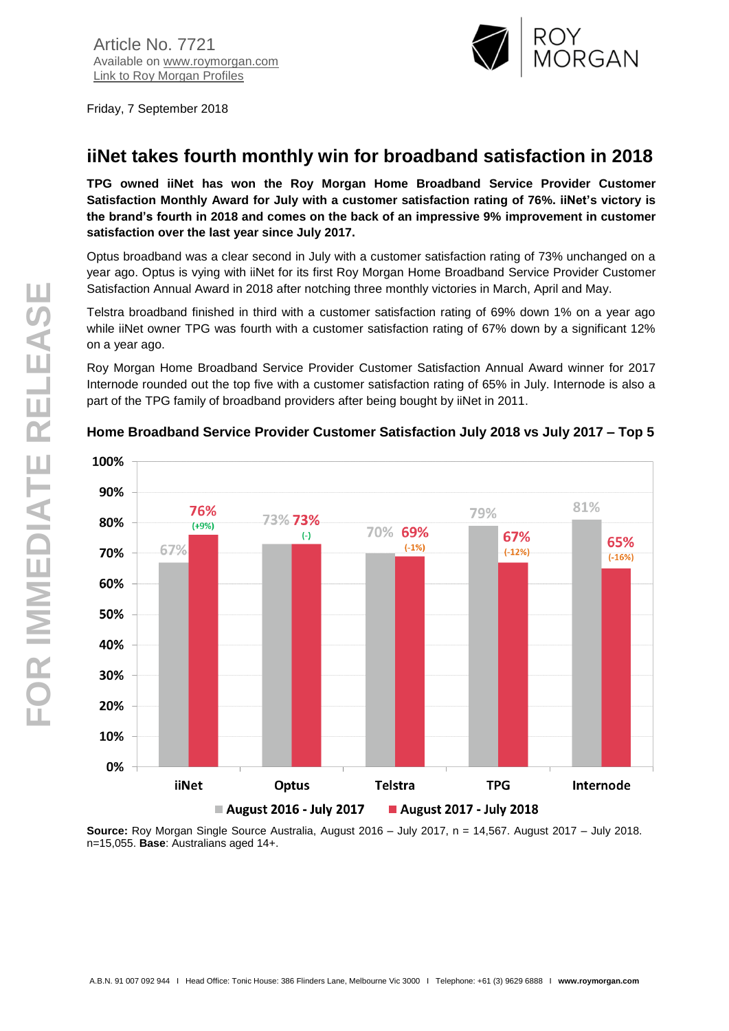Article No. 7721
Available on www.roymorgan.com
Link to Roy Morgan Profiles

Friday, 7 September 2018

# iiNet takes fourth monthly win for broadband satisfaction in 2018

**TPG owned iiNet has won the Roy Morgan Home Broadband Service Provider Customer Satisfaction Monthly Award for July with a customer satisfaction rating of 76%. iiNet's victory is the brand's fourth in 2018 and comes on the back of an impressive 9% improvement in customer satisfaction over the last year since July 2017.**

Optus broadband was a clear second in July with a customer satisfaction rating of 73% unchanged on a year ago. Optus is vying with iiNet for its first Roy Morgan Home Broadband Service Provider Customer Satisfaction Annual Award in 2018 after notching three monthly victories in March, April and May.

Telstra broadband finished in third with a customer satisfaction rating of 69% down 1% on a year ago while iiNet owner TPG was fourth with a customer satisfaction rating of 67% down by a significant 12% on a year ago.

Roy Morgan Home Broadband Service Provider Customer Satisfaction Annual Award winner for 2017 Internode rounded out the top five with a customer satisfaction rating of 65% in July. Internode is also a part of the TPG family of broadband providers after being bought by iiNet in 2011.

### Home Broadband Service Provider Customer Satisfaction July 2018 vs July 2017 – Top 5

| Provider | August 2016 - July 2017 | August 2017 - July 2018 | Change |
|---|---|---|---|
| iiNet | 67% | 76% | (+9%) |
| Optus | 73% | 73% | (-) |
| Telstra | 70% | 69% | (-1%) |
| TPG | 79% | 67% | (-12%) |
| Internode | 81% | 65% | (-16%) |

**Source:** Roy Morgan Single Source Australia, August 2016 – July 2017, n = 14,567. August 2017 – July 2018. n=15,055. **Base**: Australians aged 14+.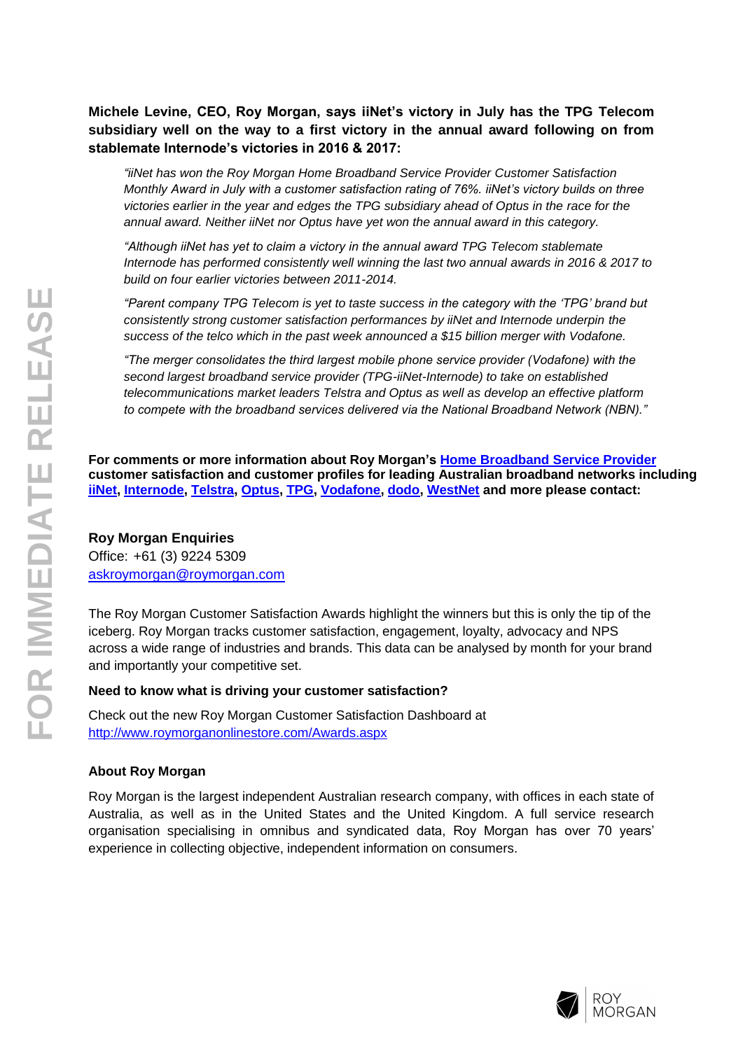**Michele Levine, CEO, Roy Morgan, says iiNet's victory in July has the TPG Telecom subsidiary well on the way to a first victory in the annual award following on from stablemate Internode's victories in 2016 & 2017:**

> *"iiNet has won the Roy Morgan Home Broadband Service Provider Customer Satisfaction Monthly Award in July with a customer satisfaction rating of 76%. iiNet's victory builds on three victories earlier in the year and edges the TPG subsidiary ahead of Optus in the race for the annual award. Neither iiNet nor Optus have yet won the annual award in this category.*
>
> *"Although iiNet has yet to claim a victory in the annual award TPG Telecom stablemate Internode has performed consistently well winning the last two annual awards in 2016 & 2017 to build on four earlier victories between 2011-2014.*
>
> *"Parent company TPG Telecom is yet to taste success in the category with the 'TPG' brand but consistently strong customer satisfaction performances by iiNet and Internode underpin the success of the telco which in the past week announced a $15 billion merger with Vodafone.*
>
> *"The merger consolidates the third largest mobile phone service provider (Vodafone) with the second largest broadband service provider (TPG-iiNet-Internode) to take on established telecommunications market leaders Telstra and Optus as well as develop an effective platform to compete with the broadband services delivered via the National Broadband Network (NBN)."*

**For comments or more information about Roy Morgan's Home Broadband Service Provider customer satisfaction and customer profiles for leading Australian broadband networks including iiNet, Internode, Telstra, Optus, TPG, Vodafone, dodo, WestNet and more please contact:**

**Roy Morgan Enquiries**
Office: +61 (3) 9224 5309
askroymorgan@roymorgan.com

The Roy Morgan Customer Satisfaction Awards highlight the winners but this is only the tip of the iceberg. Roy Morgan tracks customer satisfaction, engagement, loyalty, advocacy and NPS across a wide range of industries and brands. This data can be analysed by month for your brand and importantly your competitive set.

**Need to know what is driving your customer satisfaction?**

Check out the new Roy Morgan Customer Satisfaction Dashboard at http://www.roymorganonlinestore.com/Awards.aspx

**About Roy Morgan**

Roy Morgan is the largest independent Australian research company, with offices in each state of Australia, as well as in the United States and the United Kingdom. A full service research organisation specialising in omnibus and syndicated data, Roy Morgan has over 70 years' experience in collecting objective, independent information on consumers.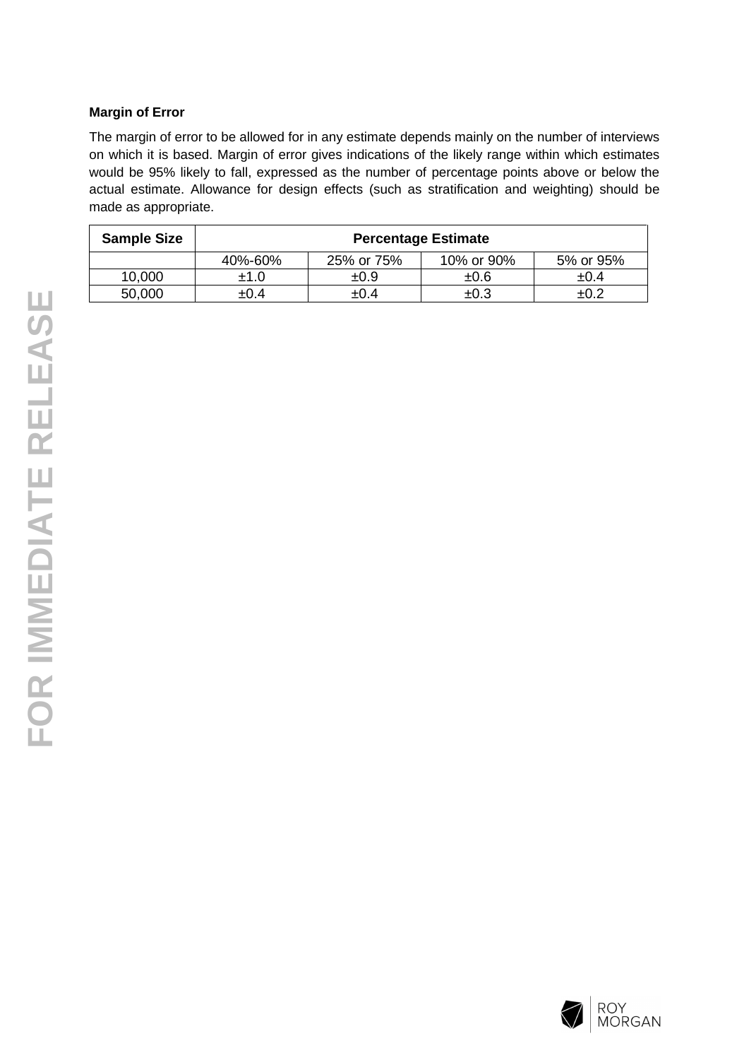### Margin of Error

The margin of error to be allowed for in any estimate depends mainly on the number of interviews on which it is based. Margin of error gives indications of the likely range within which estimates would be 95% likely to fall, expressed as the number of percentage points above or below the actual estimate. Allowance for design effects (such as stratification and weighting) should be made as appropriate.

| Sample Size | Percentage Estimate | | | |
|---|---|---|---|---|
| | 40%-60% | 25% or 75% | 10% or 90% | 5% or 95% |
| 10,000 | ±1.0 | ±0.9 | ±0.6 | ±0.4 |
| 50,000 | ±0.4 | ±0.4 | ±0.3 | ±0.2 |